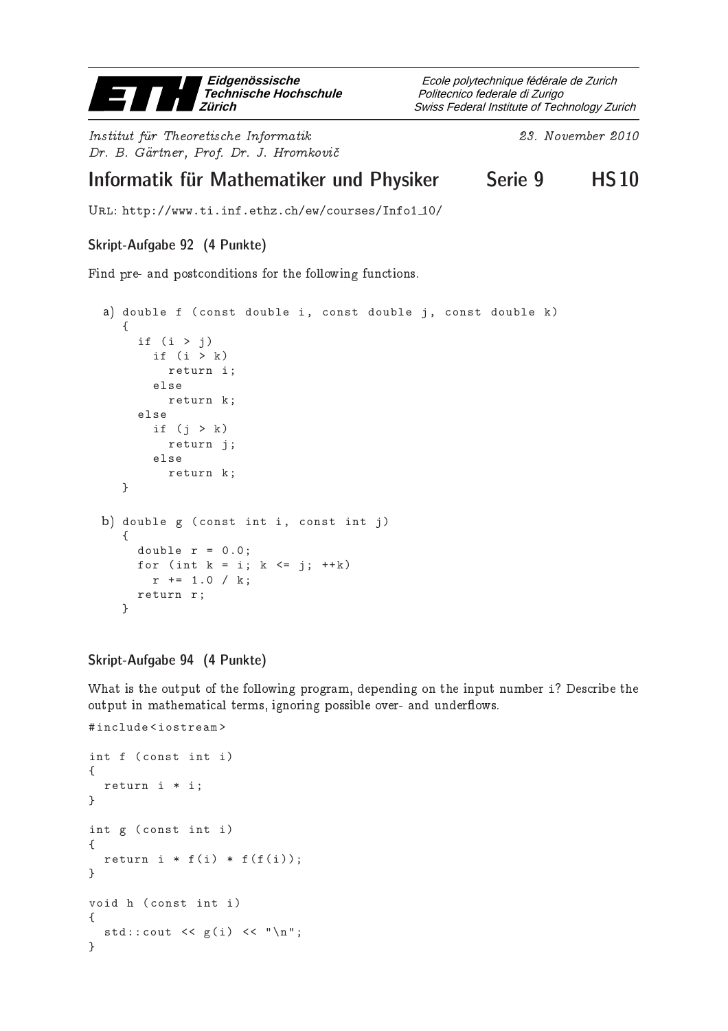Eidgenössische Technische Hochschule Zürich

Ecole polytechnique fédérale de Zurich
Politecnico federale di Zurigo
Swiss Federal Institute of Technology Zurich

*Institut für Theoretische Informatik*
*Dr. B. Gärtner, Prof. Dr. J. Hromkovič*

*23. November 2010*

# Informatik für Mathematiker und Physiker — Serie 9 — HS 10

URL: http://www.ti.inf.ethz.ch/ew/courses/Info1_10/

## Skript-Aufgabe 92 (4 Punkte)

Find pre- and postconditions for the following functions.

a)
```
double f (const double i, const double j, const double k)
{
  if (i > j)
    if (i > k)
      return i;
    else
      return k;
  else
    if (j > k)
      return j;
    else
      return k;
}
```

b)
```
double g (const int i, const int j)
{
  double r = 0.0;
  for (int k = i; k <= j; ++k)
    r += 1.0 / k;
  return r;
}
```

## Skript-Aufgabe 94 (4 Punkte)

What is the output of the following program, depending on the input number i? Describe the output in mathematical terms, ignoring possible over- and underflows.

```
#include<iostream>

int f (const int i)
{
  return i * i;
}

int g (const int i)
{
  return i * f(i) * f(f(i));
}

void h (const int i)
{
  std::cout << g(i) << "\n";
}
```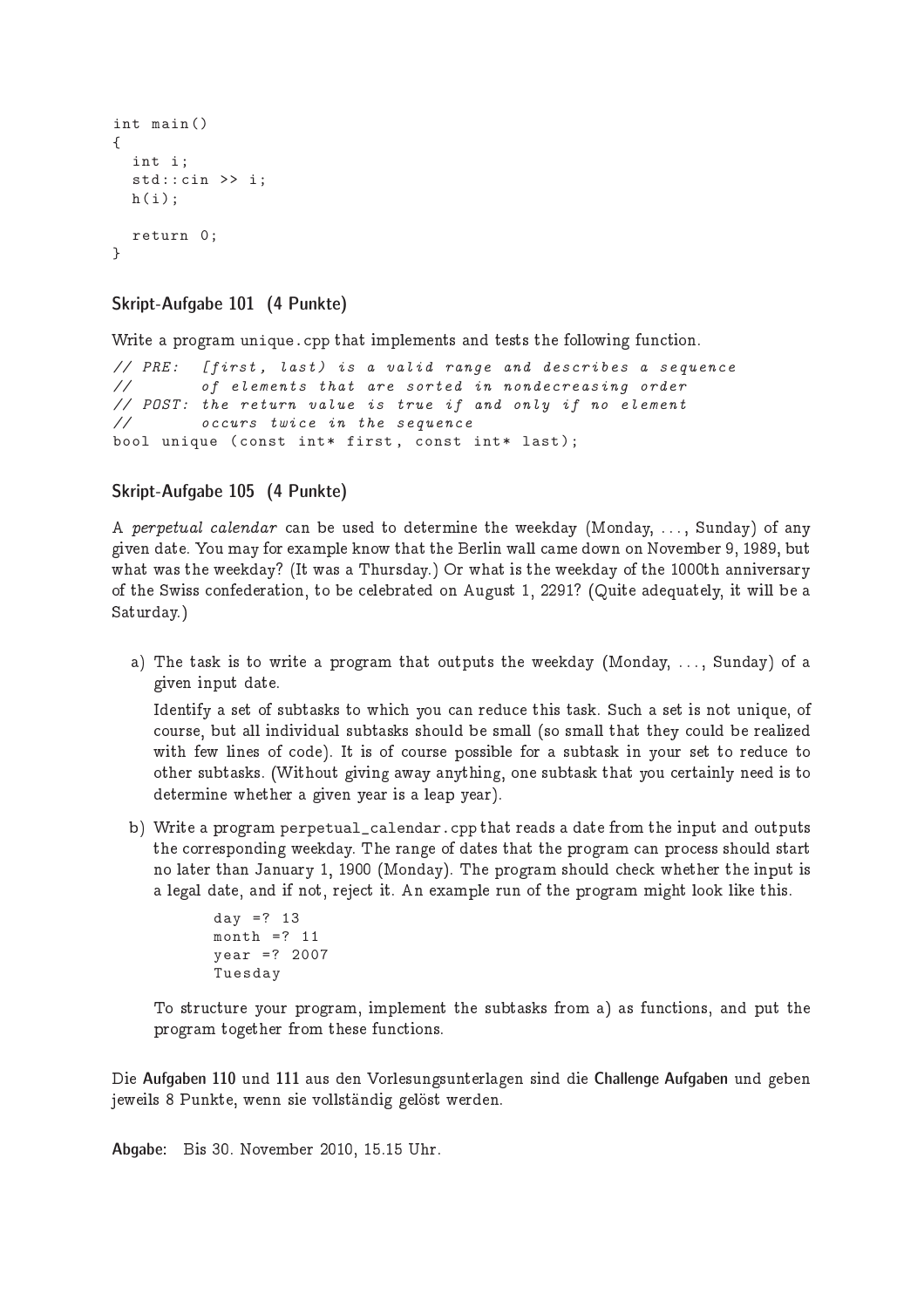```
int main()
{
  int i;
  std::cin >> i;
  h(i);

  return 0;
}
```

### Skript-Aufgabe 101 (4 Punkte)

Write a program unique.cpp that implements and tests the following function.

```
// PRE:  [first, last) is a valid range and describes a sequence
//       of elements that are sorted in nondecreasing order
// POST: the return value is true if and only if no element
//       occurs twice in the sequence
bool unique (const int* first, const int* last);
```

### Skript-Aufgabe 105 (4 Punkte)

A *perpetual calendar* can be used to determine the weekday (Monday, ..., Sunday) of any given date. You may for example know that the Berlin wall came down on November 9, 1989, but what was the weekday? (It was a Thursday.) Or what is the weekday of the 1000th anniversary of the Swiss confederation, to be celebrated on August 1, 2291? (Quite adequately, it will be a Saturday.)

a) The task is to write a program that outputs the weekday (Monday, ..., Sunday) of a given input date.

   Identify a set of subtasks to which you can reduce this task. Such a set is not unique, of course, but all individual subtasks should be small (so small that they could be realized with few lines of code). It is of course possible for a subtask in your set to reduce to other subtasks. (Without giving away anything, one subtask that you certainly need is to determine whether a given year is a leap year).

b) Write a program perpetual_calendar.cpp that reads a date from the input and outputs the corresponding weekday. The range of dates that the program can process should start no later than January 1, 1900 (Monday). The program should check whether the input is a legal date, and if not, reject it. An example run of the program might look like this.

   ```
   day =? 13
   month =? 11
   year =? 2007
   Tuesday
   ```

   To structure your program, implement the subtasks from a) as functions, and put the program together from these functions.

Die **Aufgaben 110** und **111** aus den Vorlesungsunterlagen sind die **Challenge Aufgaben** und geben jeweils 8 Punkte, wenn sie vollständig gelöst werden.

**Abgabe:** Bis 30. November 2010, 15.15 Uhr.